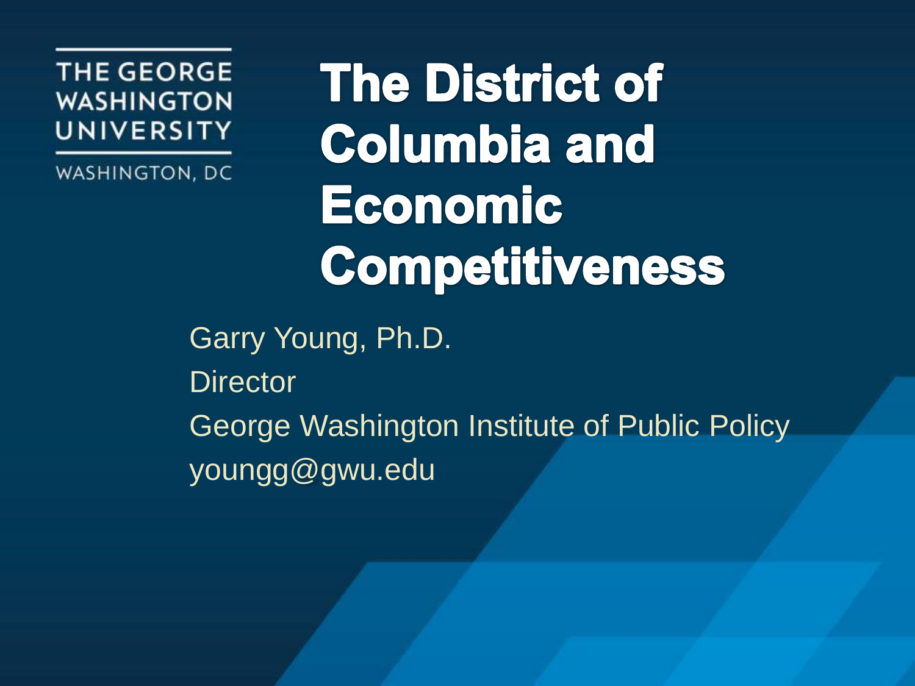THE GEORGE WASHINGTON UNIVERSITY

WASHINGTON, DC

# The District of Columbia and Economic Competitiveness

Garry Young, Ph.D.

Director

George Washington Institute of Public Policy

youngg@gwu.edu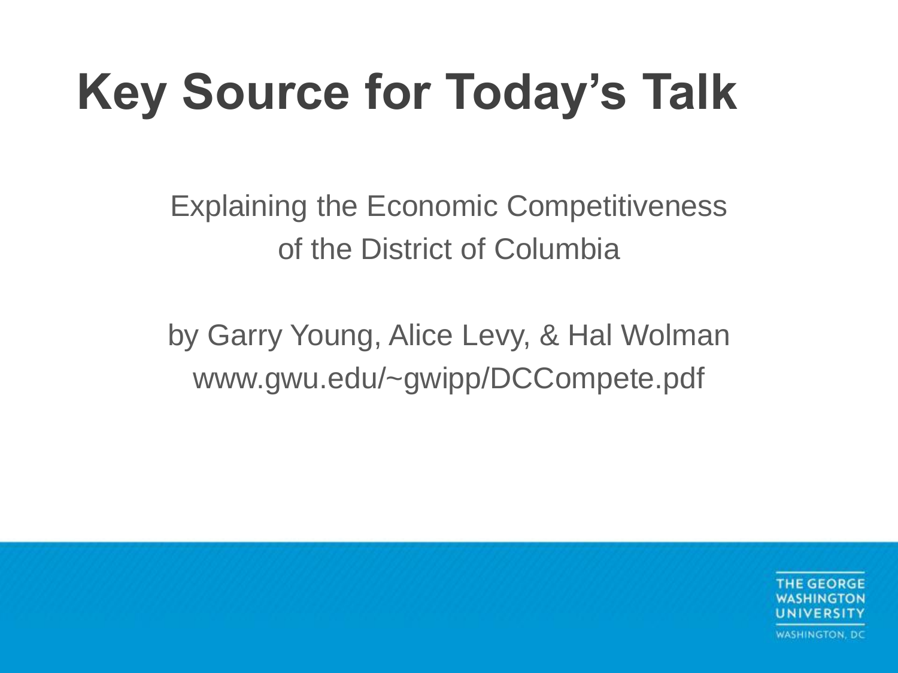# Key Source for Today's Talk

Explaining the Economic Competitiveness of the District of Columbia

by Garry Young, Alice Levy, & Hal Wolman
www.gwu.edu/~gwipp/DCCompete.pdf

THE GEORGE WASHINGTON UNIVERSITY
WASHINGTON, DC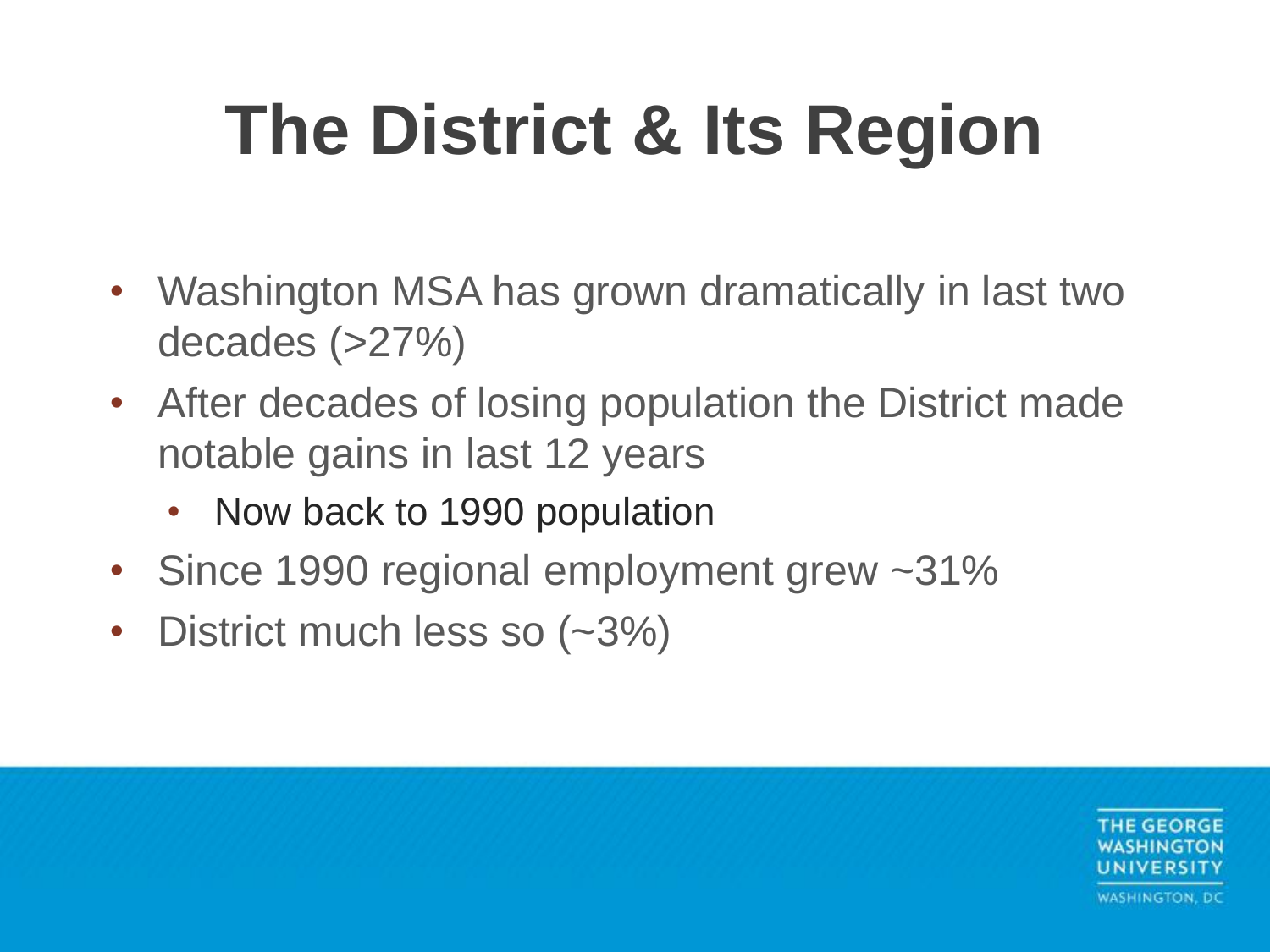# The District & Its Region

- Washington MSA has grown dramatically in last two decades (>27%)
- After decades of losing population the District made notable gains in last 12 years
  - Now back to 1990 population
- Since 1990 regional employment grew ~31%
- District much less so (~3%)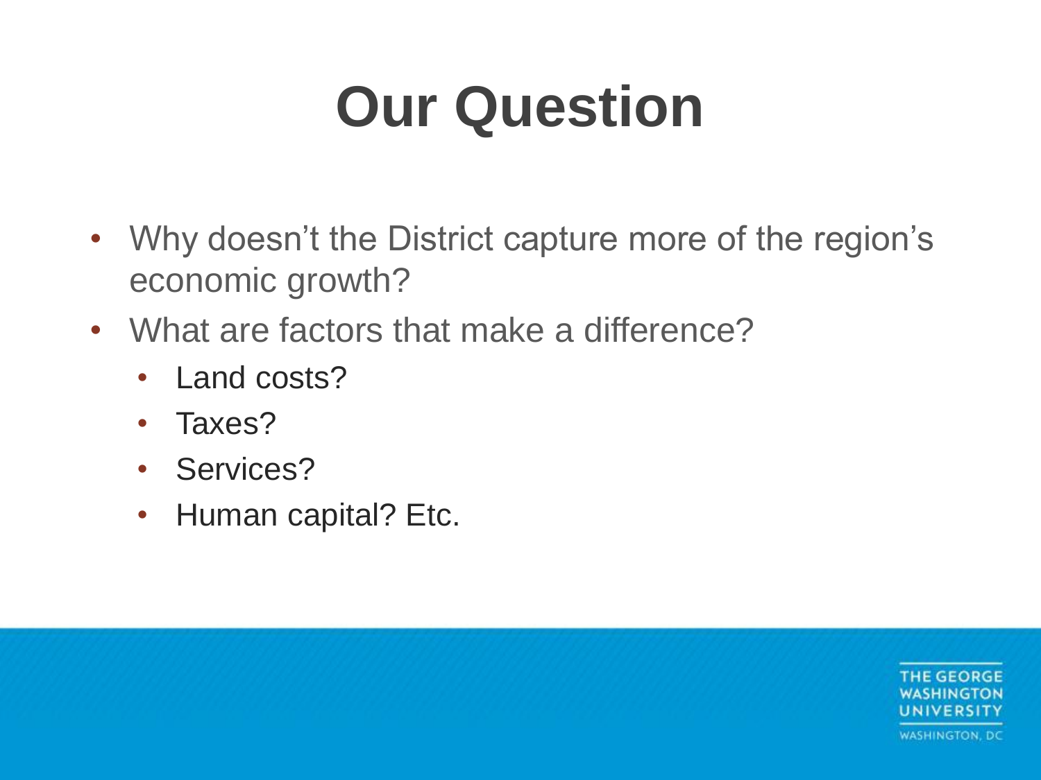# Our Question

- Why doesn't the District capture more of the region's economic growth?
- What are factors that make a difference?
  - Land costs?
  - Taxes?
  - Services?
  - Human capital? Etc.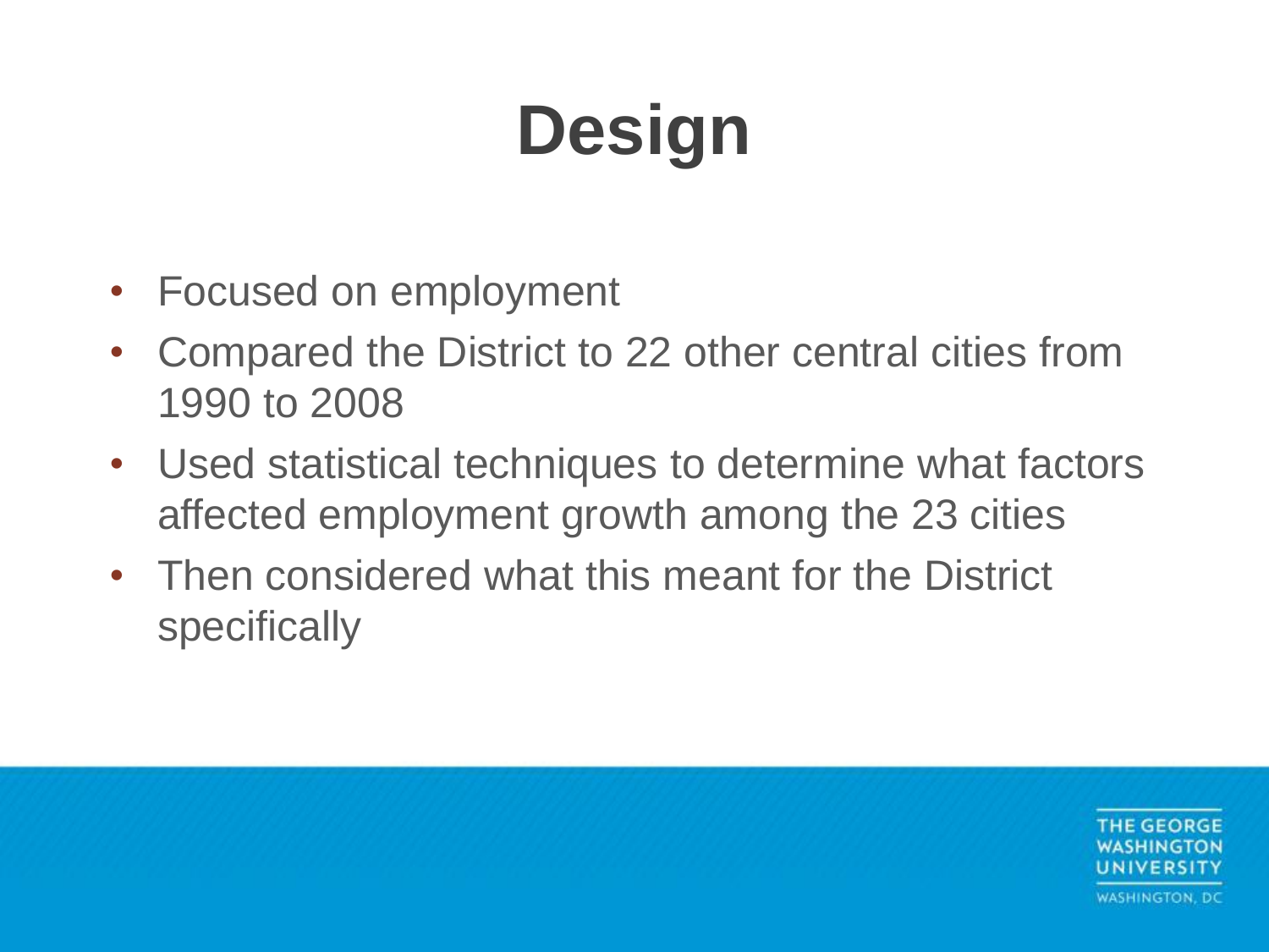# Design

- Focused on employment
- Compared the District to 22 other central cities from 1990 to 2008
- Used statistical techniques to determine what factors affected employment growth among the 23 cities
- Then considered what this meant for the District specifically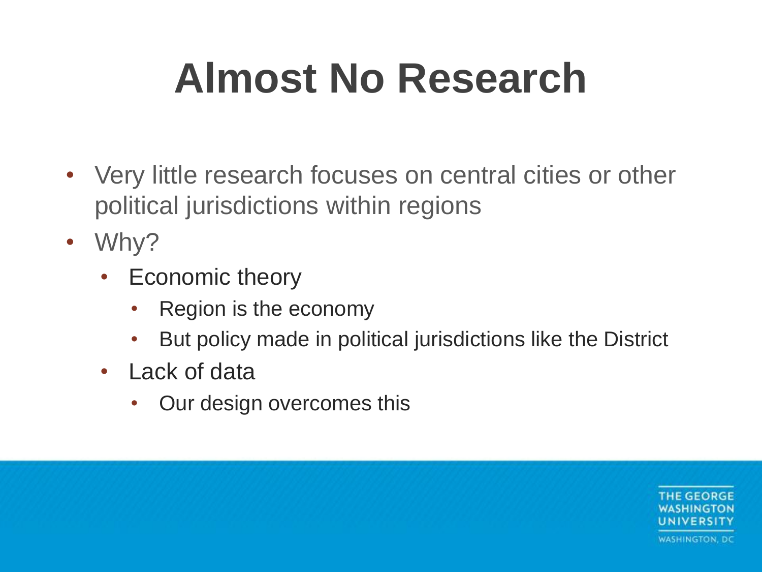# Almost No Research

- Very little research focuses on central cities or other political jurisdictions within regions
- Why?
  - Economic theory
    - Region is the economy
    - But policy made in political jurisdictions like the District
  - Lack of data
    - Our design overcomes this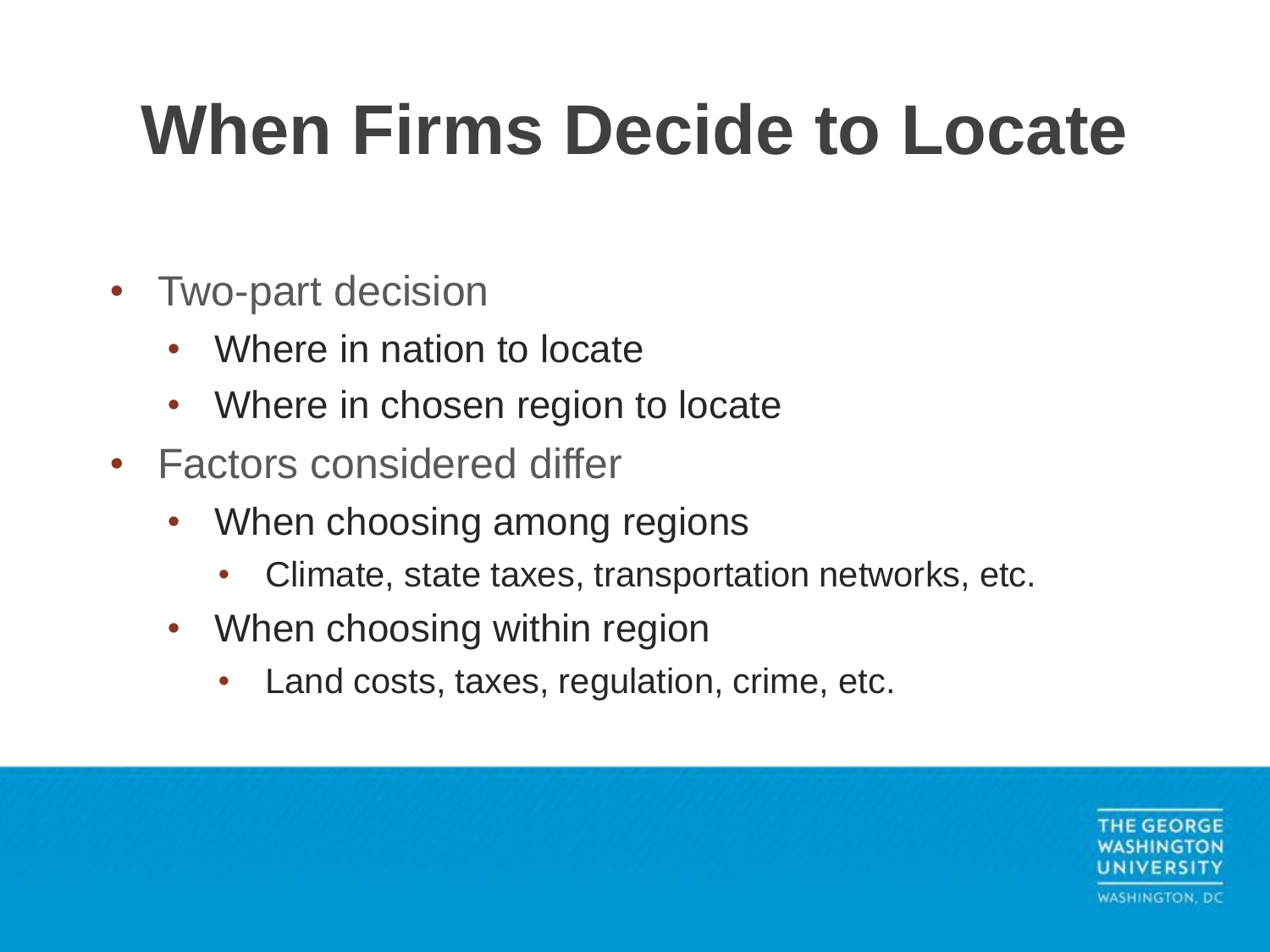# When Firms Decide to Locate

- Two-part decision
  - Where in nation to locate
  - Where in chosen region to locate
- Factors considered differ
  - When choosing among regions
    - Climate, state taxes, transportation networks, etc.
  - When choosing within region
    - Land costs, taxes, regulation, crime, etc.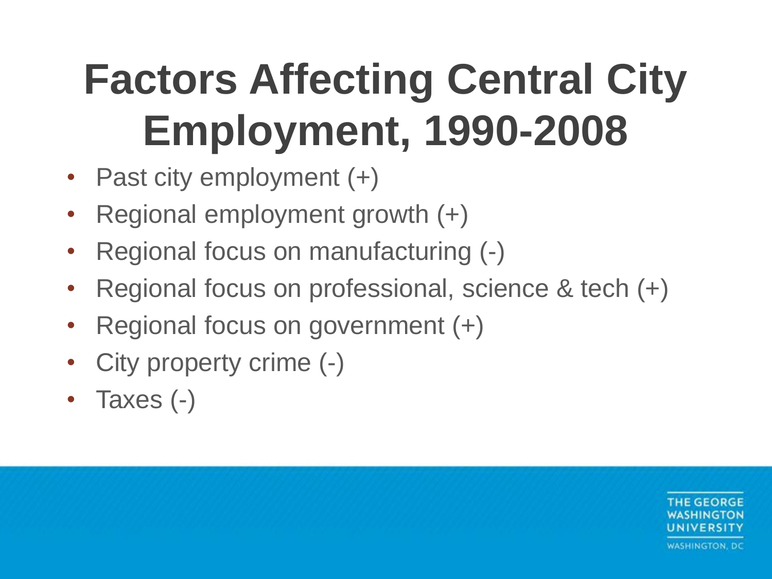# Factors Affecting Central City Employment, 1990-2008

- Past city employment (+)
- Regional employment growth (+)
- Regional focus on manufacturing (-)
- Regional focus on professional, science & tech (+)
- Regional focus on government (+)
- City property crime (-)
- Taxes (-)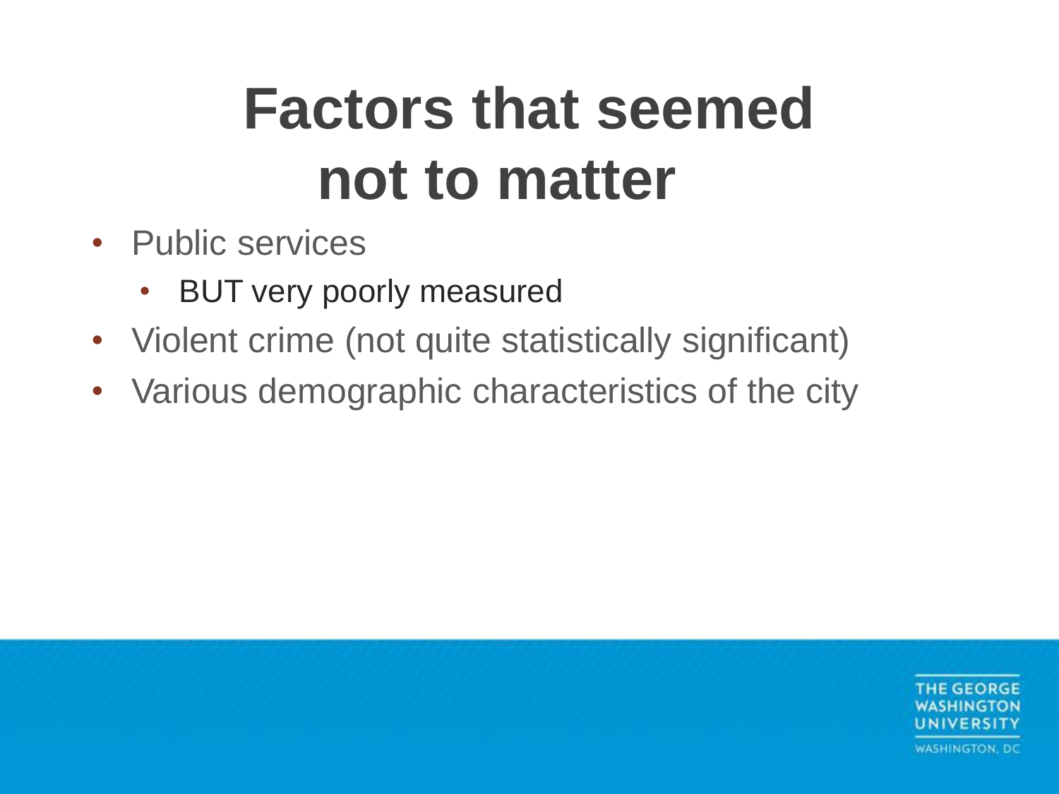# Factors that seemed not to matter

- Public services
  - BUT very poorly measured
- Violent crime (not quite statistically significant)
- Various demographic characteristics of the city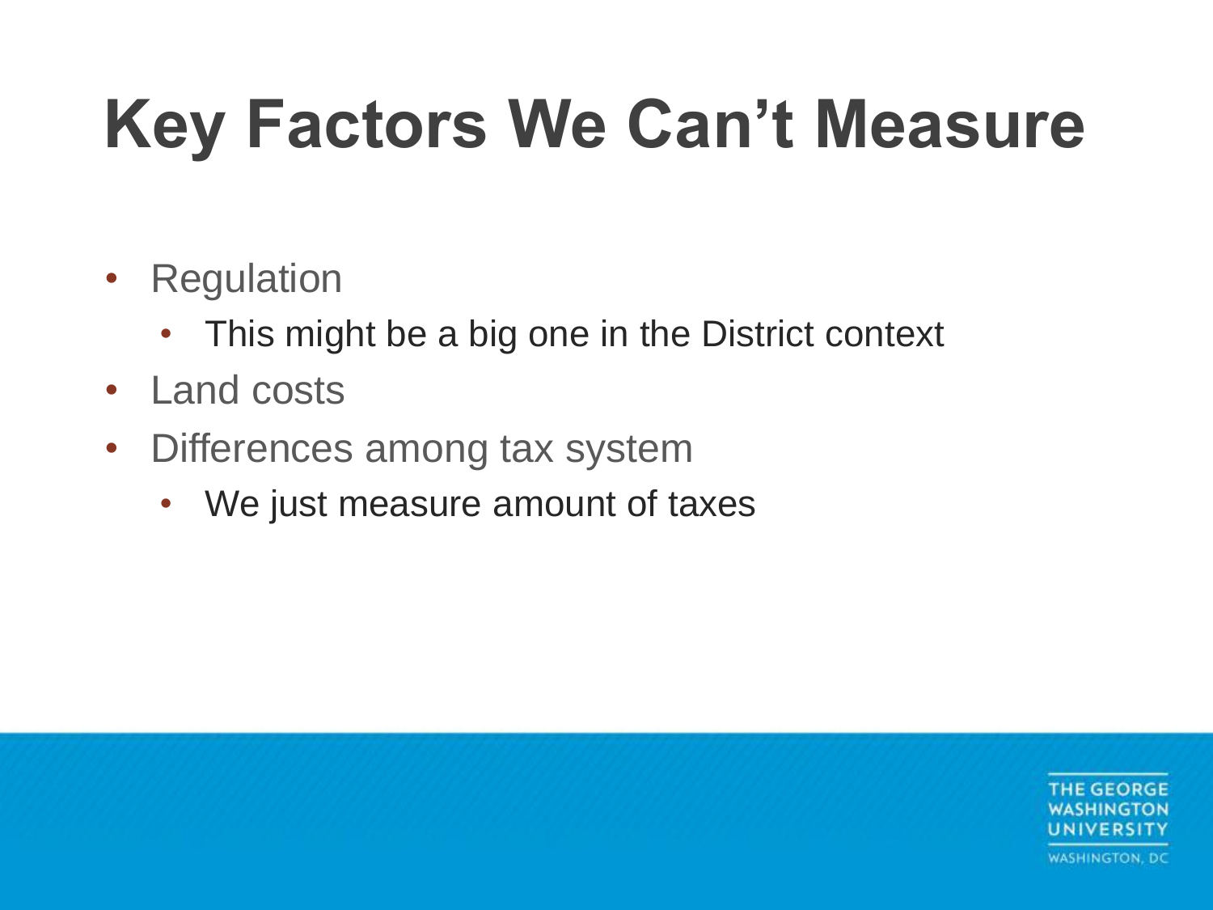# Key Factors We Can't Measure

- Regulation
  - This might be a big one in the District context
- Land costs
- Differences among tax system
  - We just measure amount of taxes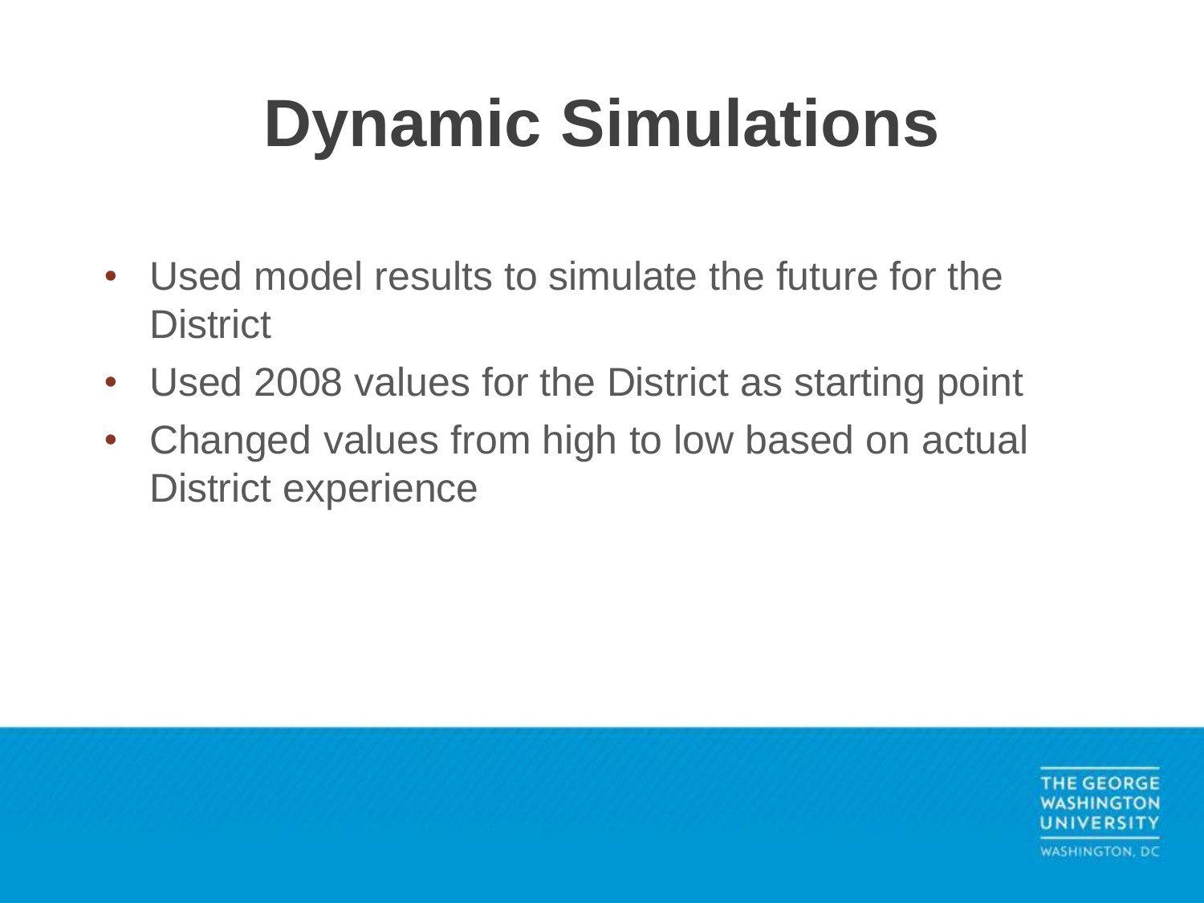# Dynamic Simulations

- Used model results to simulate the future for the District
- Used 2008 values for the District as starting point
- Changed values from high to low based on actual District experience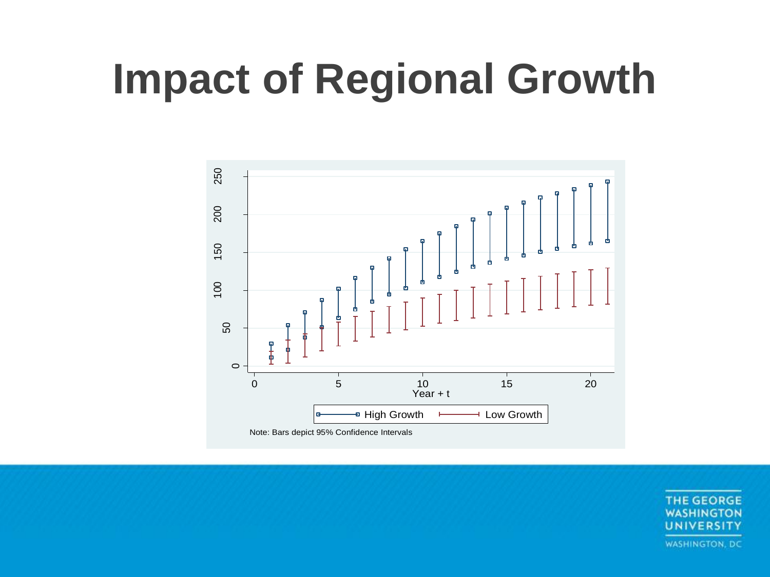# Impact of Regional Growth

Note: Bars depict 95% Confidence Intervals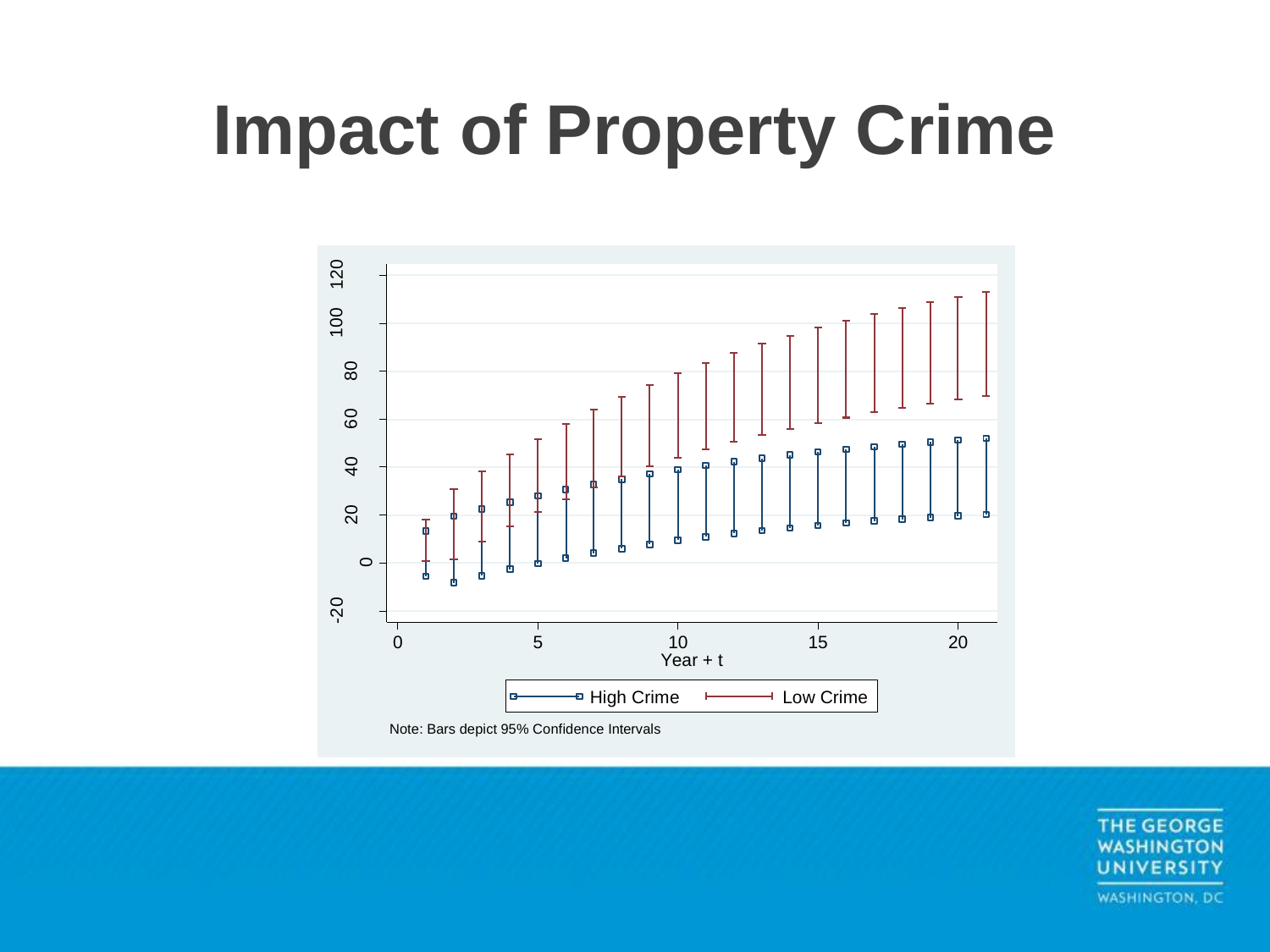# Impact of Property Crime

Note: Bars depict 95% Confidence Intervals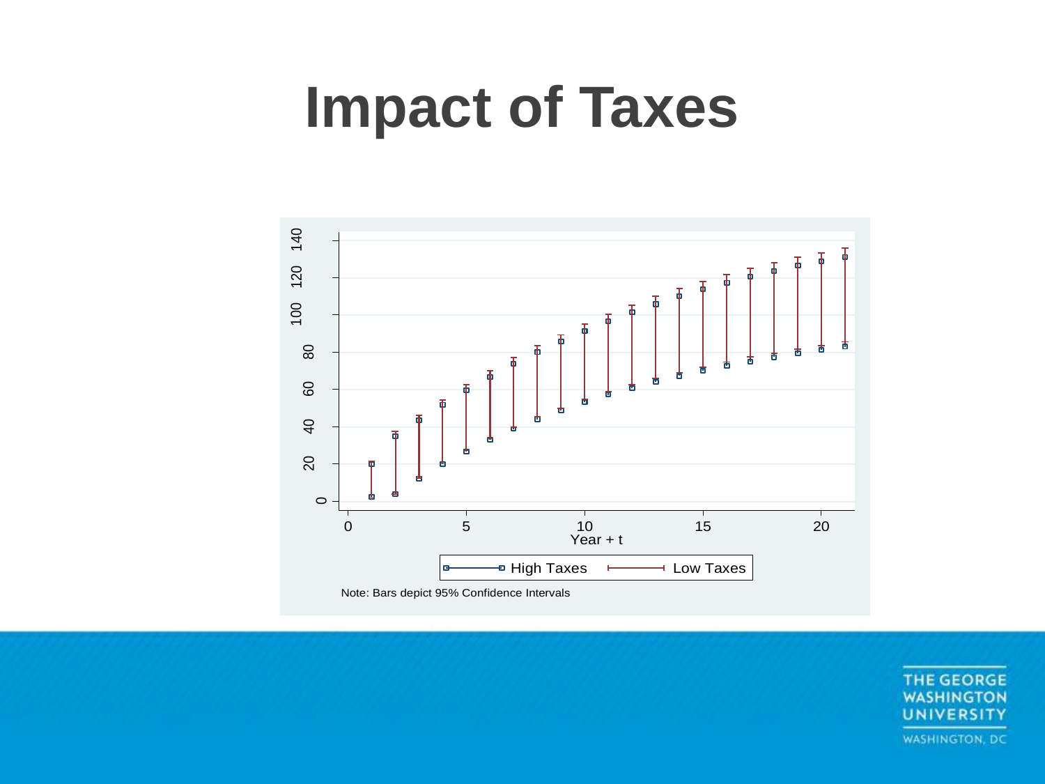# Impact of Taxes

Note: Bars depict 95% Confidence Intervals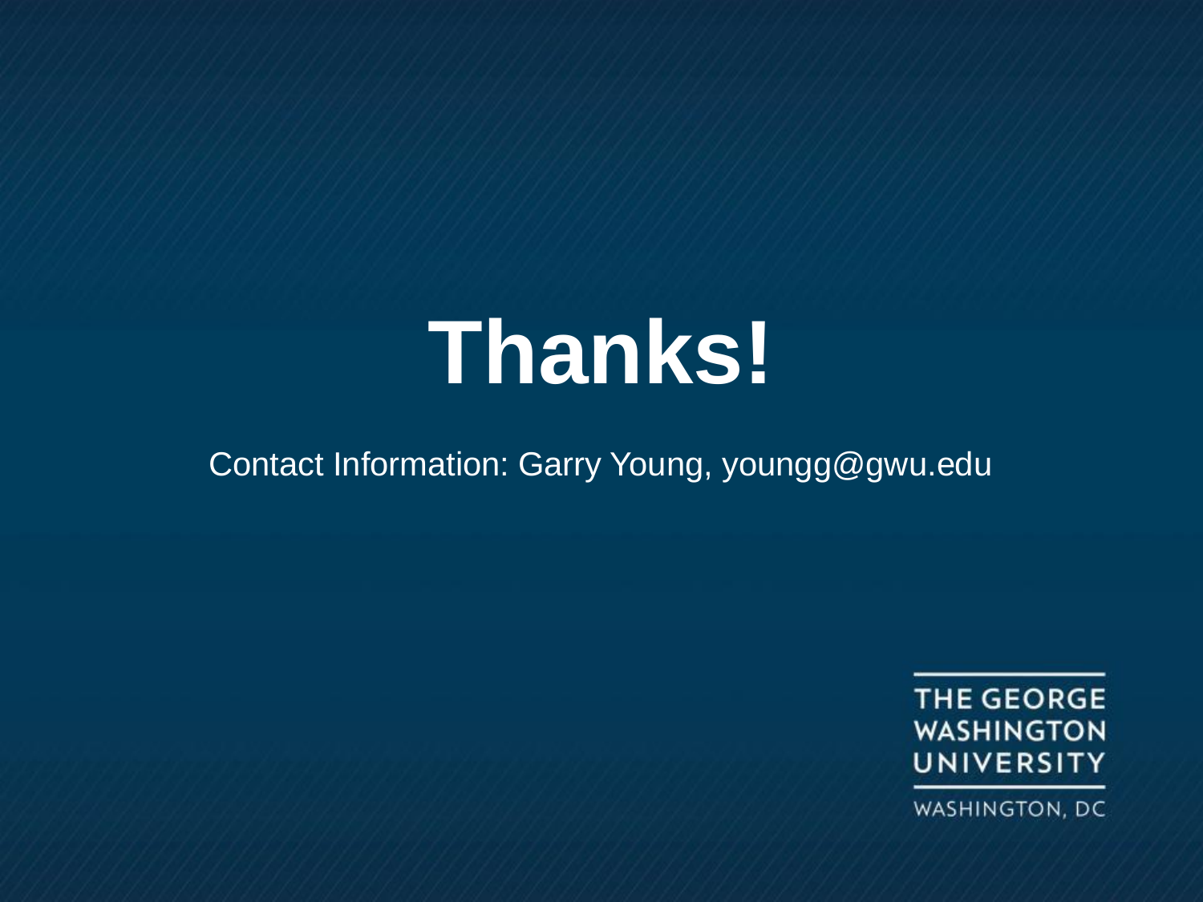# Thanks!

Contact Information: Garry Young, youngg@gwu.edu

THE GEORGE WASHINGTON UNIVERSITY

WASHINGTON, DC